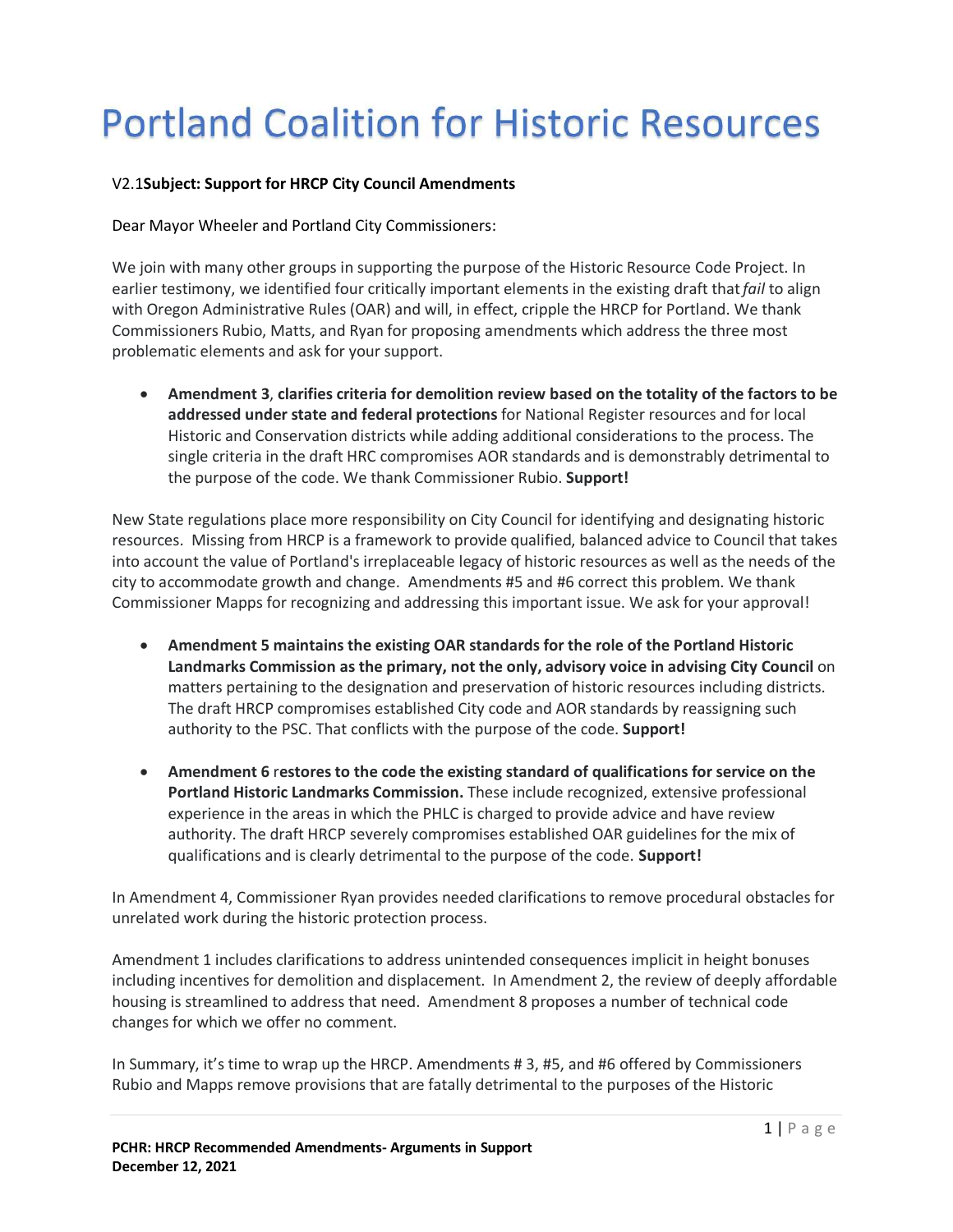# Portland Coalition for Historic Resources

V2.1**Subject: Support for HRCP City Council Amendments**

Dear Mayor Wheeler and Portland City Commissioners:

We join with many other groups in supporting the purpose of the Historic Resource Code Project. In earlier testimony, we identified four critically important elements in the existing draft that *fail* to align with Oregon Administrative Rules (OAR) and will, in effect, cripple the HRCP for Portland. We thank Commissioners Rubio, Matts, and Ryan for proposing amendments which address the three most problematic elements and ask for your support.

- **Amendment 3**, **clarifies criteria for demolition review based on the totality of the factors to be addressed under state and federal protections** for National Register resources and for local Historic and Conservation districts while adding additional considerations to the process. The single criteria in the draft HRC compromises AOR standards and is demonstrably detrimental to the purpose of the code. We thank Commissioner Rubio. **Support!**

New State regulations place more responsibility on City Council for identifying and designating historic resources. Missing from HRCP is a framework to provide qualified, balanced advice to Council that takes into account the value of Portland's irreplaceable legacy of historic resources as well as the needs of the city to accommodate growth and change. Amendments #5 and #6 correct this problem. We thank Commissioner Mapps for recognizing and addressing this important issue. We ask for your approval!

- **Amendment 5 maintains the existing OAR standards for the role of the Portland Historic Landmarks Commission as the primary, not the only, advisory voice in advising City Council** on matters pertaining to the designation and preservation of historic resources including districts. The draft HRCP compromises established City code and AOR standards by reassigning such authority to the PSC. That conflicts with the purpose of the code. **Support!**

- **Amendment 6** r**estores to the code the existing standard of qualifications for service on the Portland Historic Landmarks Commission.** These include recognized, extensive professional experience in the areas in which the PHLC is charged to provide advice and have review authority. The draft HRCP severely compromises established OAR guidelines for the mix of qualifications and is clearly detrimental to the purpose of the code. **Support!**

In Amendment 4, Commissioner Ryan provides needed clarifications to remove procedural obstacles for unrelated work during the historic protection process.

Amendment 1 includes clarifications to address unintended consequences implicit in height bonuses including incentives for demolition and displacement. In Amendment 2, the review of deeply affordable housing is streamlined to address that need. Amendment 8 proposes a number of technical code changes for which we offer no comment.

In Summary, it's time to wrap up the HRCP. Amendments # 3, #5, and #6 offered by Commissioners Rubio and Mapps remove provisions that are fatally detrimental to the purposes of the Historic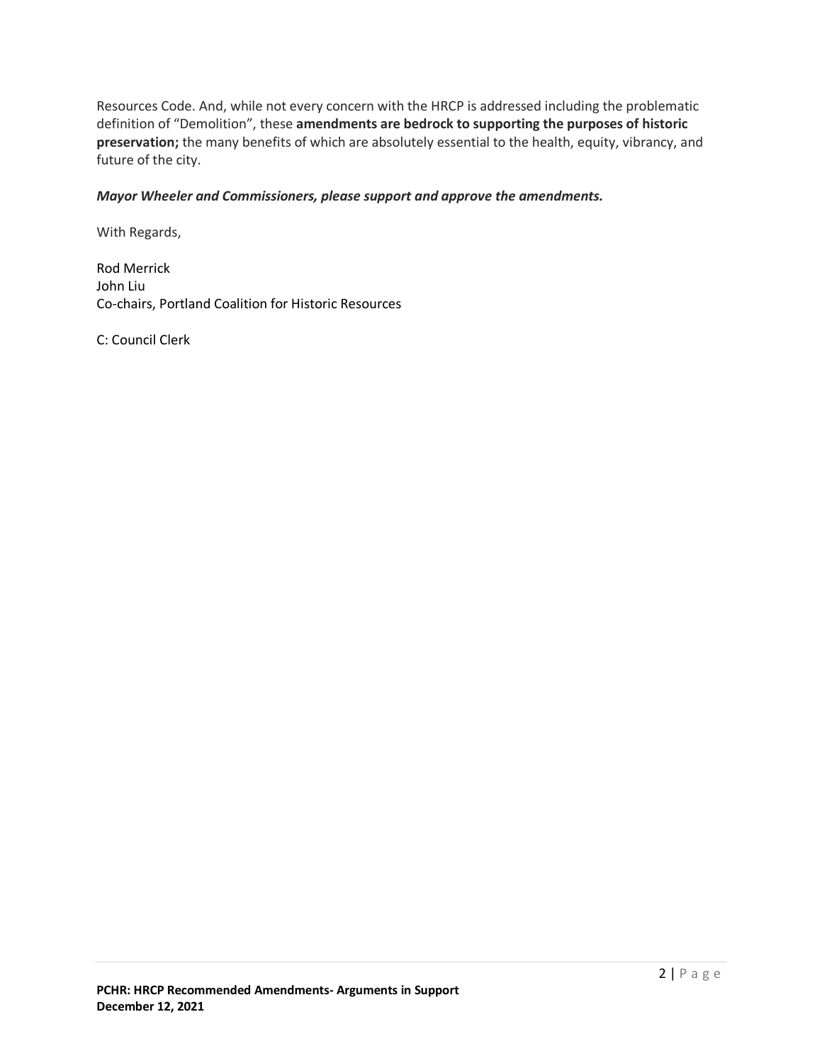Resources Code. And, while not every concern with the HRCP is addressed including the problematic definition of "Demolition", these **amendments are bedrock to supporting the purposes of historic preservation;** the many benefits of which are absolutely essential to the health, equity, vibrancy, and future of the city.

***Mayor Wheeler and Commissioners, please support and approve the amendments.***

With Regards,

Rod Merrick
John Liu
Co-chairs, Portland Coalition for Historic Resources

C: Council Clerk